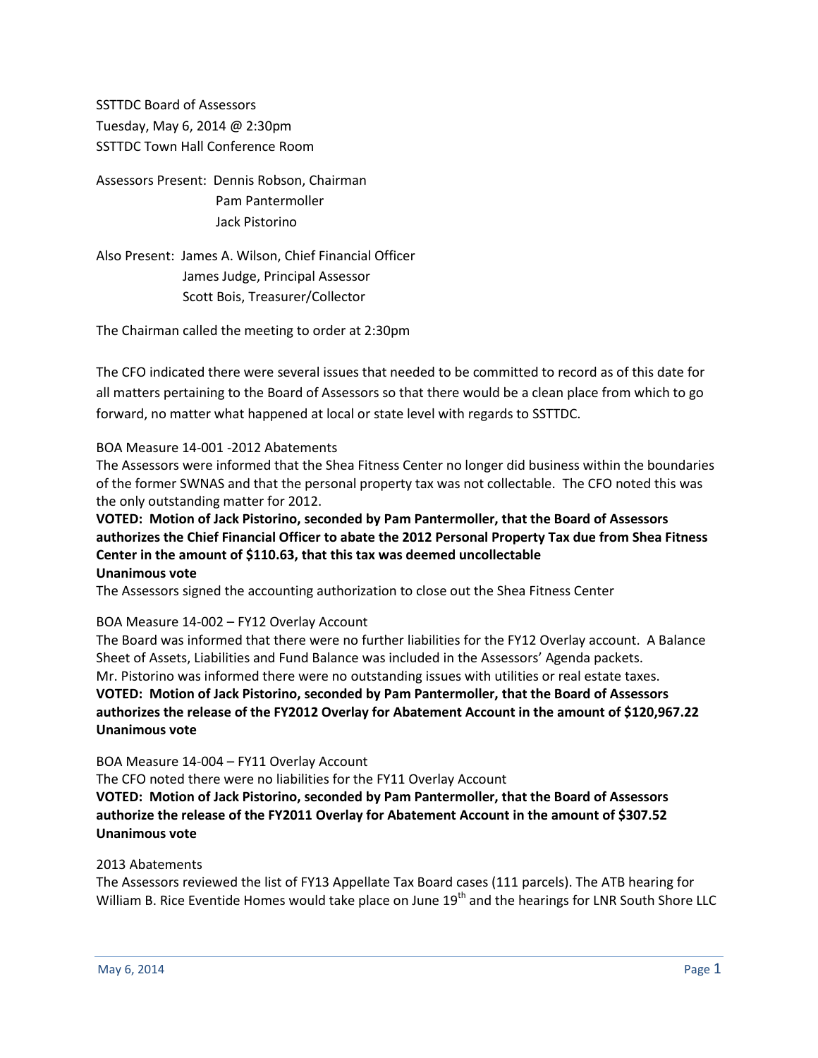SSTTDC Board of Assessors
Tuesday, May 6, 2014 @ 2:30pm
SSTTDC Town Hall Conference Room

Assessors Present: Dennis Robson, Chairman
Pam Pantermoller
Jack Pistorino

Also Present: James A. Wilson, Chief Financial Officer
James Judge, Principal Assessor
Scott Bois, Treasurer/Collector

The Chairman called the meeting to order at 2:30pm

The CFO indicated there were several issues that needed to be committed to record as of this date for all matters pertaining to the Board of Assessors so that there would be a clean place from which to go forward, no matter what happened at local or state level with regards to SSTTDC.

BOA Measure 14-001 -2012 Abatements

The Assessors were informed that the Shea Fitness Center no longer did business within the boundaries of the former SWNAS and that the personal property tax was not collectable. The CFO noted this was the only outstanding matter for 2012.

**VOTED: Motion of Jack Pistorino, seconded by Pam Pantermoller, that the Board of Assessors authorizes the Chief Financial Officer to abate the 2012 Personal Property Tax due from Shea Fitness Center in the amount of $110.63, that this tax was deemed uncollectable**
**Unanimous vote**

The Assessors signed the accounting authorization to close out the Shea Fitness Center

BOA Measure 14-002 – FY12 Overlay Account

The Board was informed that there were no further liabilities for the FY12 Overlay account. A Balance Sheet of Assets, Liabilities and Fund Balance was included in the Assessors' Agenda packets.
Mr. Pistorino was informed there were no outstanding issues with utilities or real estate taxes.

**VOTED: Motion of Jack Pistorino, seconded by Pam Pantermoller, that the Board of Assessors authorizes the release of the FY2012 Overlay for Abatement Account in the amount of $120,967.22**
**Unanimous vote**

BOA Measure 14-004 – FY11 Overlay Account

The CFO noted there were no liabilities for the FY11 Overlay Account

**VOTED: Motion of Jack Pistorino, seconded by Pam Pantermoller, that the Board of Assessors authorize the release of the FY2011 Overlay for Abatement Account in the amount of $307.52**
**Unanimous vote**

2013 Abatements

The Assessors reviewed the list of FY13 Appellate Tax Board cases (111 parcels). The ATB hearing for William B. Rice Eventide Homes would take place on June 19th and the hearings for LNR South Shore LLC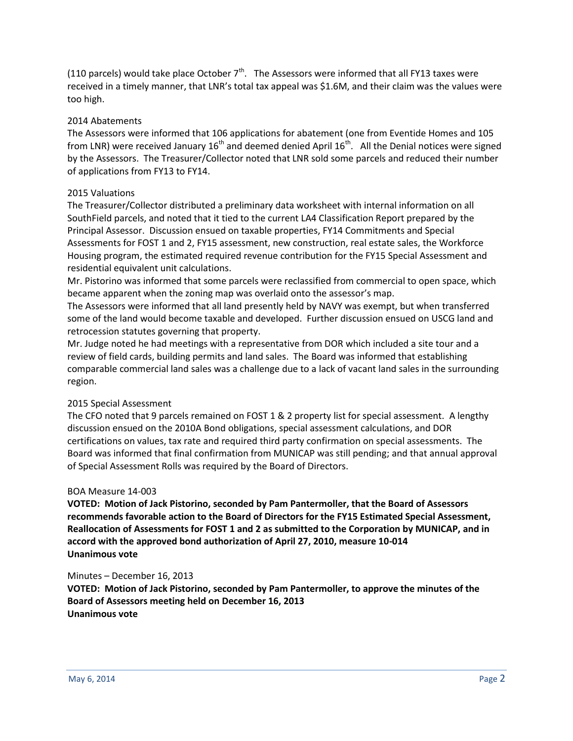(110 parcels) would take place October 7th. The Assessors were informed that all FY13 taxes were received in a timely manner, that LNR's total tax appeal was $1.6M, and their claim was the values were too high.

2014 Abatements

The Assessors were informed that 106 applications for abatement (one from Eventide Homes and 105 from LNR) were received January 16th and deemed denied April 16th. All the Denial notices were signed by the Assessors. The Treasurer/Collector noted that LNR sold some parcels and reduced their number of applications from FY13 to FY14.

2015 Valuations

The Treasurer/Collector distributed a preliminary data worksheet with internal information on all SouthField parcels, and noted that it tied to the current LA4 Classification Report prepared by the Principal Assessor. Discussion ensued on taxable properties, FY14 Commitments and Special Assessments for FOST 1 and 2, FY15 assessment, new construction, real estate sales, the Workforce Housing program, the estimated required revenue contribution for the FY15 Special Assessment and residential equivalent unit calculations.

Mr. Pistorino was informed that some parcels were reclassified from commercial to open space, which became apparent when the zoning map was overlaid onto the assessor's map.

The Assessors were informed that all land presently held by NAVY was exempt, but when transferred some of the land would become taxable and developed. Further discussion ensued on USCG land and retrocession statutes governing that property.

Mr. Judge noted he had meetings with a representative from DOR which included a site tour and a review of field cards, building permits and land sales. The Board was informed that establishing comparable commercial land sales was a challenge due to a lack of vacant land sales in the surrounding region.

2015 Special Assessment

The CFO noted that 9 parcels remained on FOST 1 & 2 property list for special assessment. A lengthy discussion ensued on the 2010A Bond obligations, special assessment calculations, and DOR certifications on values, tax rate and required third party confirmation on special assessments. The Board was informed that final confirmation from MUNICAP was still pending; and that annual approval of Special Assessment Rolls was required by the Board of Directors.

BOA Measure 14-003

**VOTED: Motion of Jack Pistorino, seconded by Pam Pantermoller, that the Board of Assessors recommends favorable action to the Board of Directors for the FY15 Estimated Special Assessment, Reallocation of Assessments for FOST 1 and 2 as submitted to the Corporation by MUNICAP, and in accord with the approved bond authorization of April 27, 2010, measure 10-014**
**Unanimous vote**

Minutes – December 16, 2013

**VOTED: Motion of Jack Pistorino, seconded by Pam Pantermoller, to approve the minutes of the Board of Assessors meeting held on December 16, 2013**
**Unanimous vote**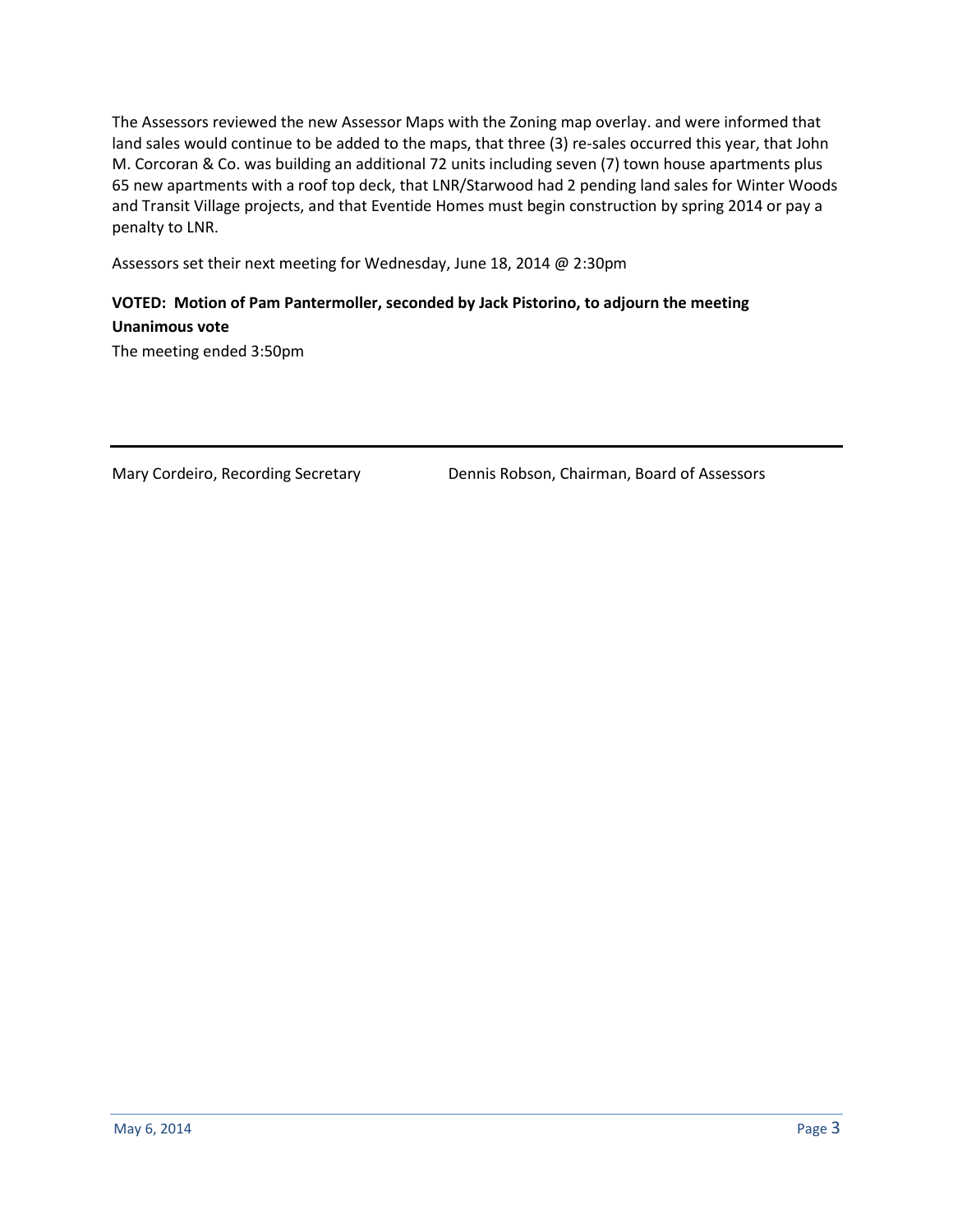The Assessors reviewed the new Assessor Maps with the Zoning map overlay. and were informed that land sales would continue to be added to the maps, that three (3) re-sales occurred this year, that John M. Corcoran & Co. was building an additional 72 units including seven (7) town house apartments plus 65 new apartments with a roof top deck, that LNR/Starwood had 2 pending land sales for Winter Woods and Transit Village projects, and that Eventide Homes must begin construction by spring 2014 or pay a penalty to LNR.

Assessors set their next meeting for Wednesday, June 18, 2014 @ 2:30pm

**VOTED: Motion of Pam Pantermoller, seconded by Jack Pistorino, to adjourn the meeting**
**Unanimous vote**

The meeting ended 3:50pm

---

Mary Cordeiro, Recording Secretary

Dennis Robson, Chairman, Board of Assessors